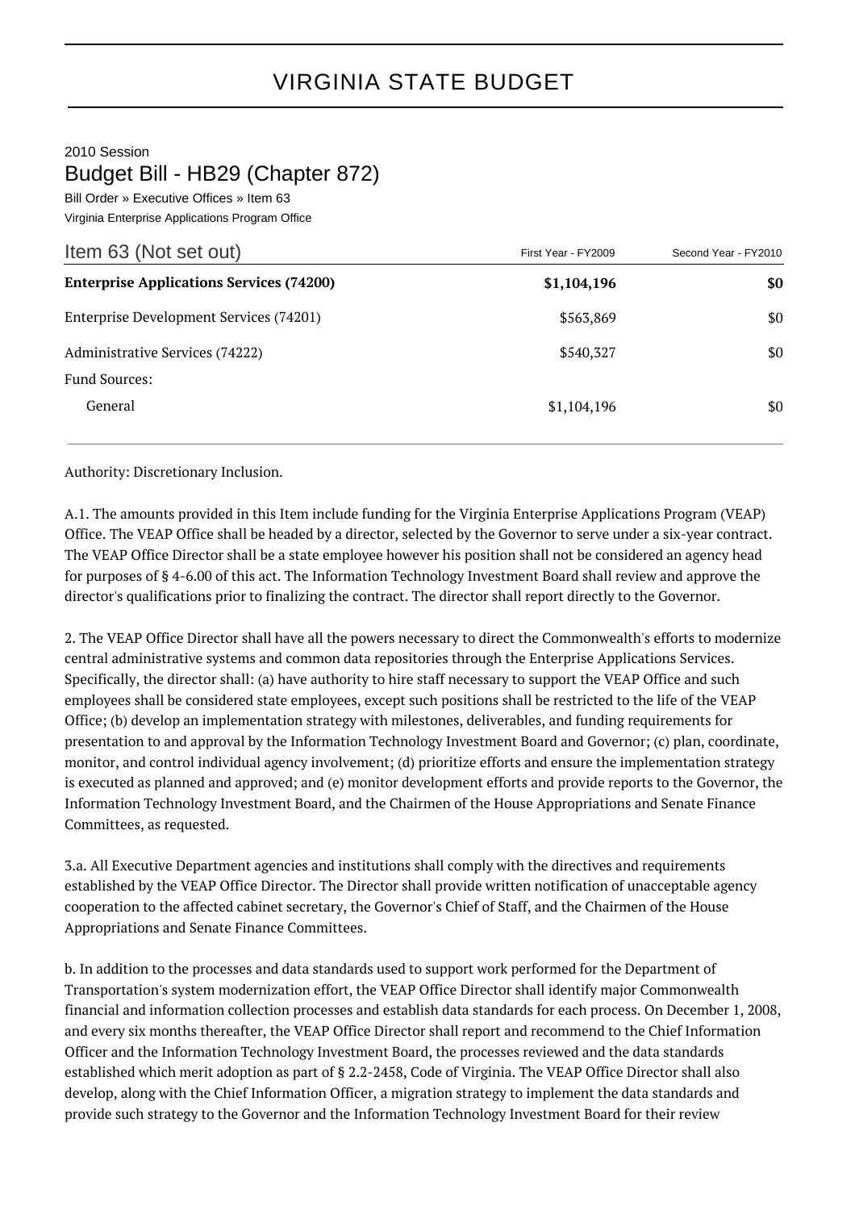# VIRGINIA STATE BUDGET

2010 Session

## Budget Bill - HB29 (Chapter 872)

Bill Order » Executive Offices » Item 63

Virginia Enterprise Applications Program Office

| Item 63 (Not set out) | First Year - FY2009 | Second Year - FY2010 |
|---|---|---|
| **Enterprise Applications Services (74200)** | **$1,104,196** | **$0** |
| Enterprise Development Services (74201) | $563,869 | $0 |
| Administrative Services (74222) | $540,327 | $0 |
| Fund Sources: | | |
| General | $1,104,196 | $0 |

Authority: Discretionary Inclusion.

A.1. The amounts provided in this Item include funding for the Virginia Enterprise Applications Program (VEAP) Office. The VEAP Office shall be headed by a director, selected by the Governor to serve under a six-year contract. The VEAP Office Director shall be a state employee however his position shall not be considered an agency head for purposes of § 4-6.00 of this act. The Information Technology Investment Board shall review and approve the director's qualifications prior to finalizing the contract. The director shall report directly to the Governor.

2. The VEAP Office Director shall have all the powers necessary to direct the Commonwealth's efforts to modernize central administrative systems and common data repositories through the Enterprise Applications Services. Specifically, the director shall: (a) have authority to hire staff necessary to support the VEAP Office and such employees shall be considered state employees, except such positions shall be restricted to the life of the VEAP Office; (b) develop an implementation strategy with milestones, deliverables, and funding requirements for presentation to and approval by the Information Technology Investment Board and Governor; (c) plan, coordinate, monitor, and control individual agency involvement; (d) prioritize efforts and ensure the implementation strategy is executed as planned and approved; and (e) monitor development efforts and provide reports to the Governor, the Information Technology Investment Board, and the Chairmen of the House Appropriations and Senate Finance Committees, as requested.

3.a. All Executive Department agencies and institutions shall comply with the directives and requirements established by the VEAP Office Director. The Director shall provide written notification of unacceptable agency cooperation to the affected cabinet secretary, the Governor's Chief of Staff, and the Chairmen of the House Appropriations and Senate Finance Committees.

b. In addition to the processes and data standards used to support work performed for the Department of Transportation's system modernization effort, the VEAP Office Director shall identify major Commonwealth financial and information collection processes and establish data standards for each process. On December 1, 2008, and every six months thereafter, the VEAP Office Director shall report and recommend to the Chief Information Officer and the Information Technology Investment Board, the processes reviewed and the data standards established which merit adoption as part of § 2.2-2458, Code of Virginia. The VEAP Office Director shall also develop, along with the Chief Information Officer, a migration strategy to implement the data standards and provide such strategy to the Governor and the Information Technology Investment Board for their review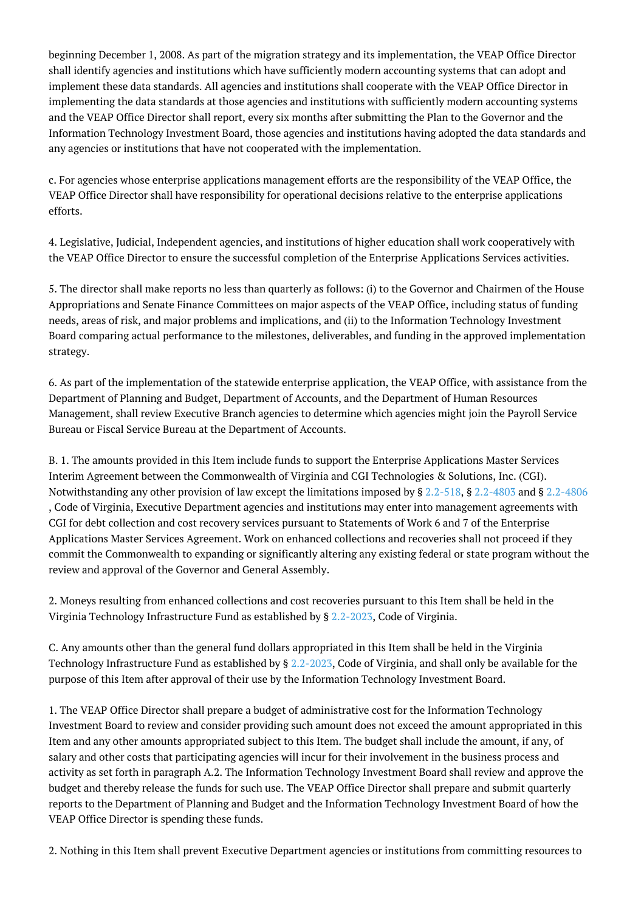beginning December 1, 2008. As part of the migration strategy and its implementation, the VEAP Office Director shall identify agencies and institutions which have sufficiently modern accounting systems that can adopt and implement these data standards. All agencies and institutions shall cooperate with the VEAP Office Director in implementing the data standards at those agencies and institutions with sufficiently modern accounting systems and the VEAP Office Director shall report, every six months after submitting the Plan to the Governor and the Information Technology Investment Board, those agencies and institutions having adopted the data standards and any agencies or institutions that have not cooperated with the implementation.

c. For agencies whose enterprise applications management efforts are the responsibility of the VEAP Office, the VEAP Office Director shall have responsibility for operational decisions relative to the enterprise applications efforts.

4. Legislative, Judicial, Independent agencies, and institutions of higher education shall work cooperatively with the VEAP Office Director to ensure the successful completion of the Enterprise Applications Services activities.

5. The director shall make reports no less than quarterly as follows: (i) to the Governor and Chairmen of the House Appropriations and Senate Finance Committees on major aspects of the VEAP Office, including status of funding needs, areas of risk, and major problems and implications, and (ii) to the Information Technology Investment Board comparing actual performance to the milestones, deliverables, and funding in the approved implementation strategy.

6. As part of the implementation of the statewide enterprise application, the VEAP Office, with assistance from the Department of Planning and Budget, Department of Accounts, and the Department of Human Resources Management, shall review Executive Branch agencies to determine which agencies might join the Payroll Service Bureau or Fiscal Service Bureau at the Department of Accounts.

B. 1. The amounts provided in this Item include funds to support the Enterprise Applications Master Services Interim Agreement between the Commonwealth of Virginia and CGI Technologies & Solutions, Inc. (CGI). Notwithstanding any other provision of law except the limitations imposed by § 2.2-518, § 2.2-4803 and § 2.2-4806, Code of Virginia, Executive Department agencies and institutions may enter into management agreements with CGI for debt collection and cost recovery services pursuant to Statements of Work 6 and 7 of the Enterprise Applications Master Services Agreement. Work on enhanced collections and recoveries shall not proceed if they commit the Commonwealth to expanding or significantly altering any existing federal or state program without the review and approval of the Governor and General Assembly.

2. Moneys resulting from enhanced collections and cost recoveries pursuant to this Item shall be held in the Virginia Technology Infrastructure Fund as established by § 2.2-2023, Code of Virginia.

C. Any amounts other than the general fund dollars appropriated in this Item shall be held in the Virginia Technology Infrastructure Fund as established by § 2.2-2023, Code of Virginia, and shall only be available for the purpose of this Item after approval of their use by the Information Technology Investment Board.

1. The VEAP Office Director shall prepare a budget of administrative cost for the Information Technology Investment Board to review and consider providing such amount does not exceed the amount appropriated in this Item and any other amounts appropriated subject to this Item. The budget shall include the amount, if any, of salary and other costs that participating agencies will incur for their involvement in the business process and activity as set forth in paragraph A.2. The Information Technology Investment Board shall review and approve the budget and thereby release the funds for such use. The VEAP Office Director shall prepare and submit quarterly reports to the Department of Planning and Budget and the Information Technology Investment Board of how the VEAP Office Director is spending these funds.

2. Nothing in this Item shall prevent Executive Department agencies or institutions from committing resources to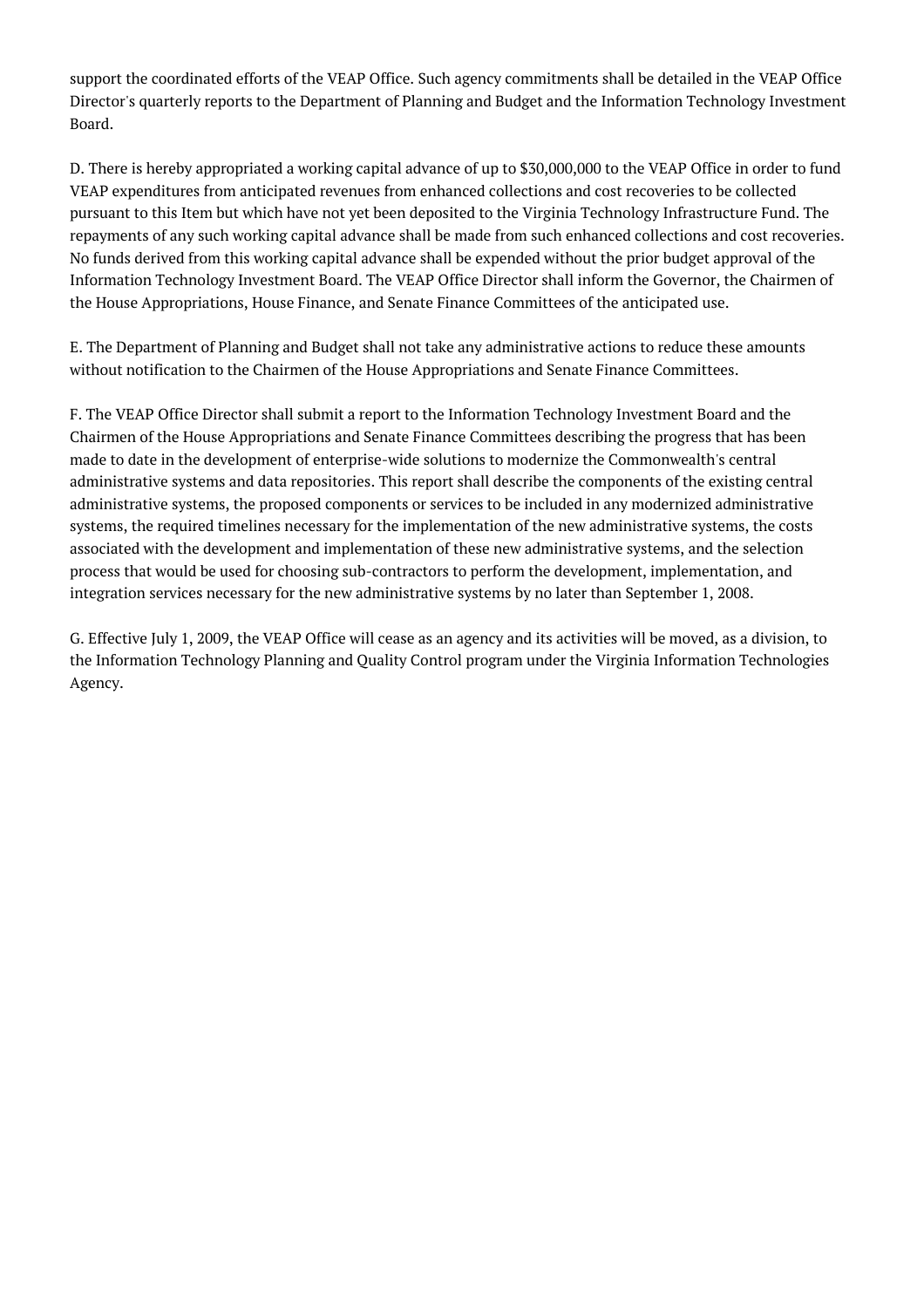support the coordinated efforts of the VEAP Office. Such agency commitments shall be detailed in the VEAP Office Director's quarterly reports to the Department of Planning and Budget and the Information Technology Investment Board.

D. There is hereby appropriated a working capital advance of up to $30,000,000 to the VEAP Office in order to fund VEAP expenditures from anticipated revenues from enhanced collections and cost recoveries to be collected pursuant to this Item but which have not yet been deposited to the Virginia Technology Infrastructure Fund. The repayments of any such working capital advance shall be made from such enhanced collections and cost recoveries. No funds derived from this working capital advance shall be expended without the prior budget approval of the Information Technology Investment Board. The VEAP Office Director shall inform the Governor, the Chairmen of the House Appropriations, House Finance, and Senate Finance Committees of the anticipated use.

E. The Department of Planning and Budget shall not take any administrative actions to reduce these amounts without notification to the Chairmen of the House Appropriations and Senate Finance Committees.

F. The VEAP Office Director shall submit a report to the Information Technology Investment Board and the Chairmen of the House Appropriations and Senate Finance Committees describing the progress that has been made to date in the development of enterprise-wide solutions to modernize the Commonwealth's central administrative systems and data repositories. This report shall describe the components of the existing central administrative systems, the proposed components or services to be included in any modernized administrative systems, the required timelines necessary for the implementation of the new administrative systems, the costs associated with the development and implementation of these new administrative systems, and the selection process that would be used for choosing sub-contractors to perform the development, implementation, and integration services necessary for the new administrative systems by no later than September 1, 2008.

G. Effective July 1, 2009, the VEAP Office will cease as an agency and its activities will be moved, as a division, to the Information Technology Planning and Quality Control program under the Virginia Information Technologies Agency.